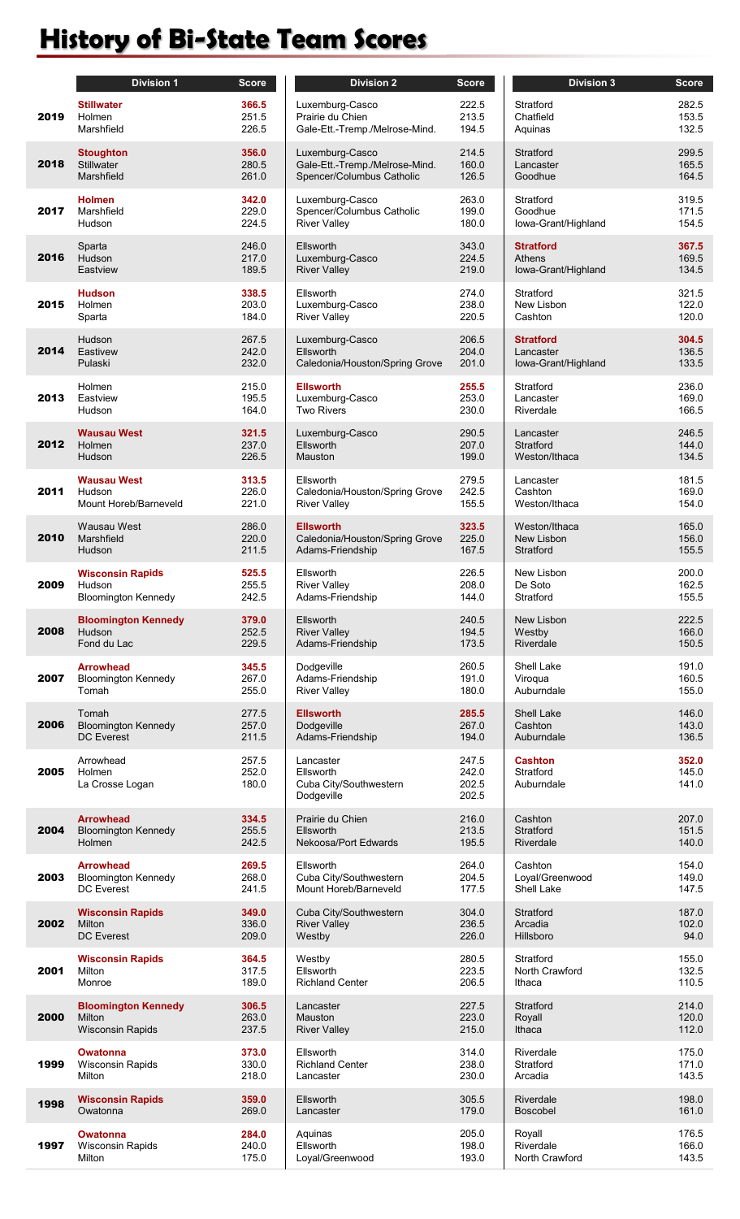# History of Bi-State Team Scores

| | Division 1 | Score | Division 2 | Score | Division 3 | Score |
|---|---|---|---|---|---|---|
| **2019** | **Stillwater** | **366.5** | Luxemburg-Casco | 222.5 | Stratford | 282.5 |
| | Holmen | 251.5 | Prairie du Chien | 213.5 | Chatfield | 153.5 |
| | Marshfield | 226.5 | Gale-Ett.-Tremp./Melrose-Mind. | 194.5 | Aquinas | 132.5 |
| **2018** | **Stoughton** | **356.0** | Luxemburg-Casco | 214.5 | Stratford | 299.5 |
| | Stillwater | 280.5 | Gale-Ett.-Tremp./Melrose-Mind. | 160.0 | Lancaster | 165.5 |
| | Marshfield | 261.0 | Spencer/Columbus Catholic | 126.5 | Goodhue | 164.5 |
| **2017** | **Holmen** | **342.0** | Luxemburg-Casco | 263.0 | Stratford | 319.5 |
| | Marshfield | 229.0 | Spencer/Columbus Catholic | 199.0 | Goodhue | 171.5 |
| | Hudson | 224.5 | River Valley | 180.0 | Iowa-Grant/Highland | 154.5 |
| **2016** | Sparta | 246.0 | Ellsworth | 343.0 | **Stratford** | **367.5** |
| | Hudson | 217.0 | Luxemburg-Casco | 224.5 | Athens | 169.5 |
| | Eastview | 189.5 | River Valley | 219.0 | Iowa-Grant/Highland | 134.5 |
| **2015** | **Hudson** | **338.5** | Ellsworth | 274.0 | Stratford | 321.5 |
| | Holmen | 203.0 | Luxemburg-Casco | 238.0 | New Lisbon | 122.0 |
| | Sparta | 184.0 | River Valley | 220.5 | Cashton | 120.0 |
| **2014** | Hudson | 267.5 | Luxemburg-Casco | 206.5 | **Stratford** | **304.5** |
| | Eastivew | 242.0 | Ellsworth | 204.0 | Lancaster | 136.5 |
| | Pulaski | 232.0 | Caledonia/Houston/Spring Grove | 201.0 | Iowa-Grant/Highland | 133.5 |
| **2013** | Holmen | 215.0 | **Ellsworth** | **255.5** | Stratford | 236.0 |
| | Eastview | 195.5 | Luxemburg-Casco | 253.0 | Lancaster | 169.0 |
| | Hudson | 164.0 | Two Rivers | 230.0 | Riverdale | 166.5 |
| **2012** | **Wausau West** | **321.5** | Luxemburg-Casco | 290.5 | Lancaster | 246.5 |
| | Holmen | 237.0 | Ellsworth | 207.0 | Stratford | 144.0 |
| | Hudson | 226.5 | Mauston | 199.0 | Weston/Ithaca | 134.5 |
| **2011** | **Wausau West** | **313.5** | Ellsworth | 279.5 | Lancaster | 181.5 |
| | Hudson | 226.0 | Caledonia/Houston/Spring Grove | 242.5 | Cashton | 169.0 |
| | Mount Horeb/Barneveld | 221.0 | River Valley | 155.5 | Weston/Ithaca | 154.0 |
| **2010** | Wausau West | 286.0 | **Ellsworth** | **323.5** | Weston/Ithaca | 165.0 |
| | Marshfield | 220.0 | Caledonia/Houston/Spring Grove | 225.0 | New Lisbon | 156.0 |
| | Hudson | 211.5 | Adams-Friendship | 167.5 | Stratford | 155.5 |
| **2009** | **Wisconsin Rapids** | **525.5** | Ellsworth | 226.5 | New Lisbon | 200.0 |
| | Hudson | 255.5 | River Valley | 208.0 | De Soto | 162.5 |
| | Bloomington Kennedy | 242.5 | Adams-Friendship | 144.0 | Stratford | 155.5 |
| **2008** | **Bloomington Kennedy** | **379.0** | Ellsworth | 240.5 | New Lisbon | 222.5 |
| | Hudson | 252.5 | River Valley | 194.5 | Westby | 166.0 |
| | Fond du Lac | 229.5 | Adams-Friendship | 173.5 | Riverdale | 150.5 |
| **2007** | **Arrowhead** | **345.5** | Dodgeville | 260.5 | Shell Lake | 191.0 |
| | Bloomington Kennedy | 267.0 | Adams-Friendship | 191.0 | Viroqua | 160.5 |
| | Tomah | 255.0 | River Valley | 180.0 | Auburndale | 155.0 |
| **2006** | Tomah | 277.5 | **Ellsworth** | **285.5** | Shell Lake | 146.0 |
| | Bloomington Kennedy | 257.0 | Dodgeville | 267.0 | Cashton | 143.0 |
| | DC Everest | 211.5 | Adams-Friendship | 194.0 | Auburndale | 136.5 |
| **2005** | Arrowhead | 257.5 | Lancaster | 247.5 | **Cashton** | **352.0** |
| | Holmen | 252.0 | Ellsworth | 242.0 | Stratford | 145.0 |
| | La Crosse Logan | 180.0 | Cuba City/Southwestern | 202.5 | Auburndale | 141.0 |
| | | | Dodgeville | 202.5 | | |
| **2004** | **Arrowhead** | **334.5** | Prairie du Chien | 216.0 | Cashton | 207.0 |
| | Bloomington Kennedy | 255.5 | Ellsworth | 213.5 | Stratford | 151.5 |
| | Holmen | 242.5 | Nekoosa/Port Edwards | 195.5 | Riverdale | 140.0 |
| **2003** | **Arrowhead** | **269.5** | Ellsworth | 264.0 | Cashton | 154.0 |
| | Bloomington Kennedy | 268.0 | Cuba City/Southwestern | 204.5 | Loyal/Greenwood | 149.0 |
| | DC Everest | 241.5 | Mount Horeb/Barneveld | 177.5 | Shell Lake | 147.5 |
| **2002** | **Wisconsin Rapids** | **349.0** | Cuba City/Southwestern | 304.0 | Stratford | 187.0 |
| | Milton | 336.0 | River Valley | 236.5 | Arcadia | 102.0 |
| | DC Everest | 209.0 | Westby | 226.0 | Hillsboro | 94.0 |
| **2001** | **Wisconsin Rapids** | **364.5** | Westby | 280.5 | Stratford | 155.0 |
| | Milton | 317.5 | Ellsworth | 223.5 | North Crawford | 132.5 |
| | Monroe | 189.0 | Richland Center | 206.5 | Ithaca | 110.5 |
| **2000** | **Bloomington Kennedy** | **306.5** | Lancaster | 227.5 | Stratford | 214.0 |
| | Milton | 263.0 | Mauston | 223.0 | Royall | 120.0 |
| | Wisconsin Rapids | 237.5 | River Valley | 215.0 | Ithaca | 112.0 |
| **1999** | **Owatonna** | **373.0** | Ellsworth | 314.0 | Riverdale | 175.0 |
| | Wisconsin Rapids | 330.0 | Richland Center | 238.0 | Stratford | 171.0 |
| | Milton | 218.0 | Lancaster | 230.0 | Arcadia | 143.5 |
| **1998** | **Wisconsin Rapids** | **359.0** | Ellsworth | 305.5 | Riverdale | 198.0 |
| | Owatonna | 269.0 | Lancaster | 179.0 | Boscobel | 161.0 |
| **1997** | **Owatonna** | **284.0** | Aquinas | 205.0 | Royall | 176.5 |
| | Wisconsin Rapids | 240.0 | Ellsworth | 198.0 | Riverdale | 166.0 |
| | Milton | 175.0 | Loyal/Greenwood | 193.0 | North Crawford | 143.5 |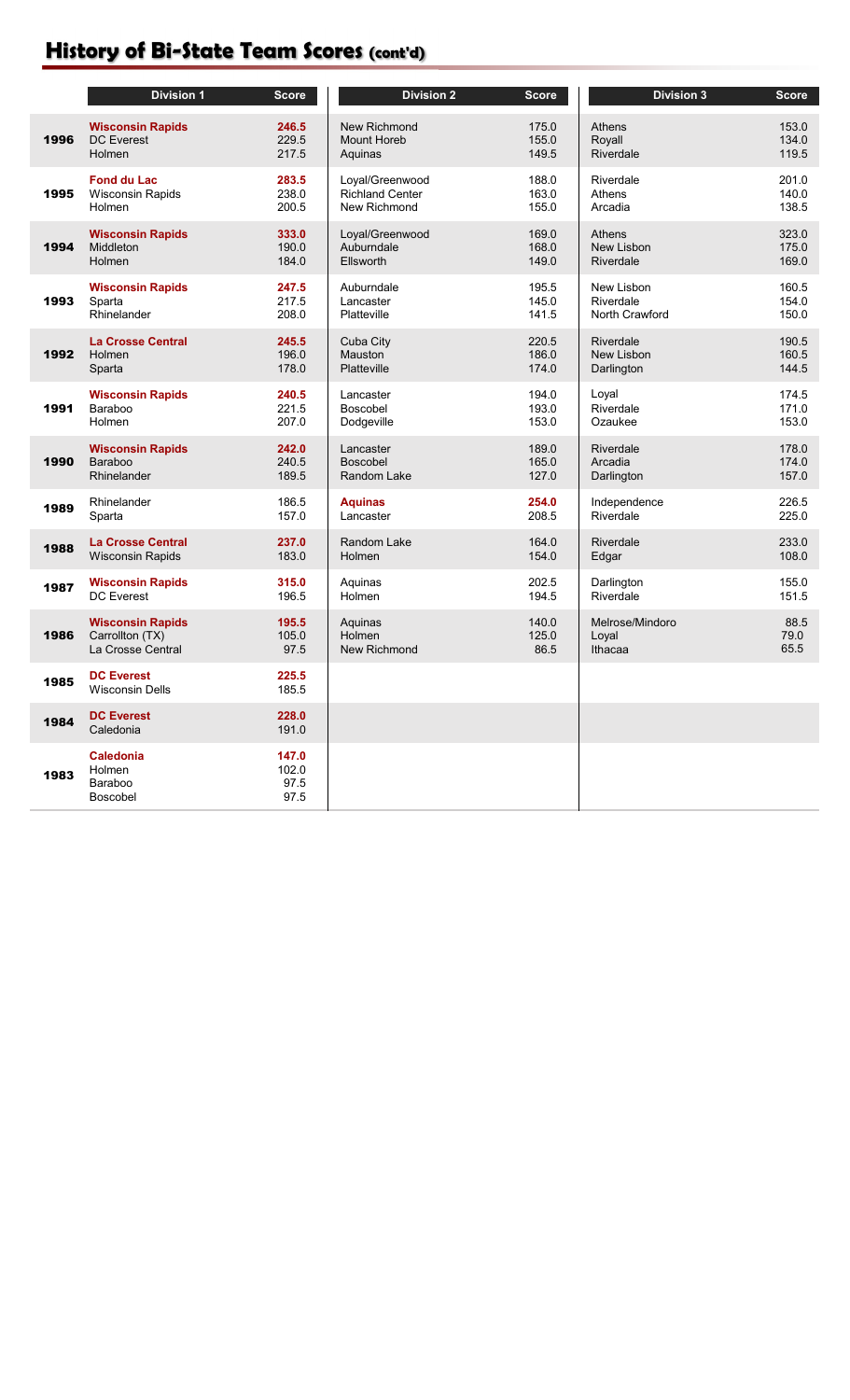## History of Bi-State Team Scores (cont'd)

| | Division 1 | Score | Division 2 | Score | Division 3 | Score |
|---|---|---|---|---|---|---|
| 1996 | **Wisconsin Rapids** | **246.5** | New Richmond | 175.0 | Athens | 153.0 |
| | DC Everest | 229.5 | Mount Horeb | 155.0 | Royall | 134.0 |
| | Holmen | 217.5 | Aquinas | 149.5 | Riverdale | 119.5 |
| 1995 | **Fond du Lac** | **283.5** | Loyal/Greenwood | 188.0 | Riverdale | 201.0 |
| | Wisconsin Rapids | 238.0 | Richland Center | 163.0 | Athens | 140.0 |
| | Holmen | 200.5 | New Richmond | 155.0 | Arcadia | 138.5 |
| 1994 | **Wisconsin Rapids** | **333.0** | Loyal/Greenwood | 169.0 | Athens | 323.0 |
| | Middleton | 190.0 | Auburndale | 168.0 | New Lisbon | 175.0 |
| | Holmen | 184.0 | Ellsworth | 149.0 | Riverdale | 169.0 |
| 1993 | **Wisconsin Rapids** | **247.5** | Auburndale | 195.5 | New Lisbon | 160.5 |
| | Sparta | 217.5 | Lancaster | 145.0 | Riverdale | 154.0 |
| | Rhinelander | 208.0 | Platteville | 141.5 | North Crawford | 150.0 |
| 1992 | **La Crosse Central** | **245.5** | Cuba City | 220.5 | Riverdale | 190.5 |
| | Holmen | 196.0 | Mauston | 186.0 | New Lisbon | 160.5 |
| | Sparta | 178.0 | Platteville | 174.0 | Darlington | 144.5 |
| 1991 | **Wisconsin Rapids** | **240.5** | Lancaster | 194.0 | Loyal | 174.5 |
| | Baraboo | 221.5 | Boscobel | 193.0 | Riverdale | 171.0 |
| | Holmen | 207.0 | Dodgeville | 153.0 | Ozaukee | 153.0 |
| 1990 | **Wisconsin Rapids** | **242.0** | Lancaster | 189.0 | Riverdale | 178.0 |
| | Baraboo | 240.5 | Boscobel | 165.0 | Arcadia | 174.0 |
| | Rhinelander | 189.5 | Random Lake | 127.0 | Darlington | 157.0 |
| 1989 | Rhinelander | 186.5 | **Aquinas** | **254.0** | Independence | 226.5 |
| | Sparta | 157.0 | Lancaster | 208.5 | Riverdale | 225.0 |
| 1988 | **La Crosse Central** | **237.0** | Random Lake | 164.0 | Riverdale | 233.0 |
| | Wisconsin Rapids | 183.0 | Holmen | 154.0 | Edgar | 108.0 |
| 1987 | **Wisconsin Rapids** | **315.0** | Aquinas | 202.5 | Darlington | 155.0 |
| | DC Everest | 196.5 | Holmen | 194.5 | Riverdale | 151.5 |
| 1986 | **Wisconsin Rapids** | **195.5** | Aquinas | 140.0 | Melrose/Mindoro | 88.5 |
| | Carrollton (TX) | 105.0 | Holmen | 125.0 | Loyal | 79.0 |
| | La Crosse Central | 97.5 | New Richmond | 86.5 | Ithacaa | 65.5 |
| 1985 | **DC Everest** | **225.5** | | | | |
| | Wisconsin Dells | 185.5 | | | | |
| 1984 | **DC Everest** | **228.0** | | | | |
| | Caledonia | 191.0 | | | | |
| 1983 | **Caledonia** | **147.0** | | | | |
| | Holmen | 102.0 | | | | |
| | Baraboo | 97.5 | | | | |
| | Boscobel | 97.5 | | | | |